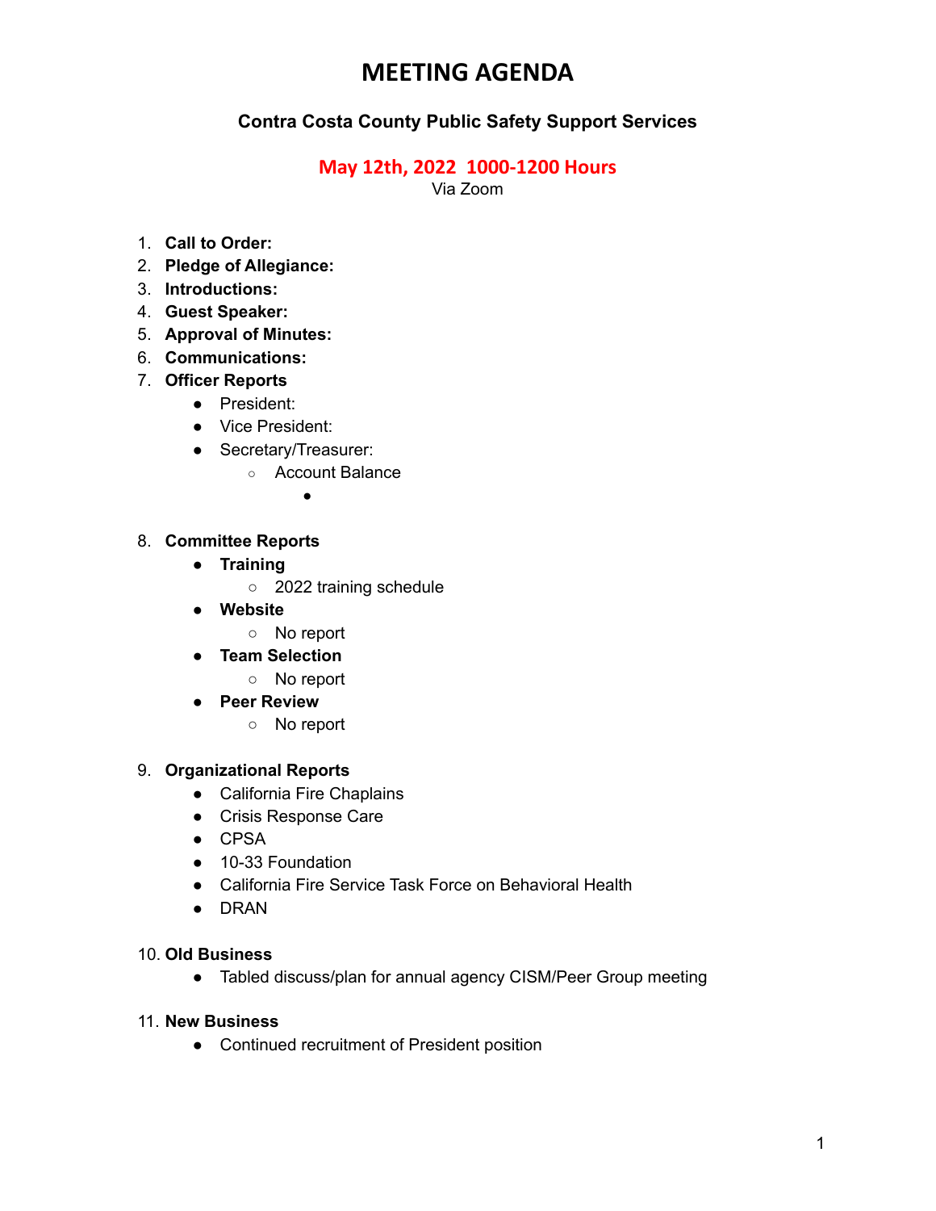# MEETING AGENDA

### Contra Costa County Public Safety Support Services

**May 12th, 2022  1000-1200 Hours**
Via Zoom

1. **Call to Order:**
2. **Pledge of Allegiance:**
3. **Introductions:**
4. **Guest Speaker:**
5. **Approval of Minutes:**
6. **Communications:**
7. **Officer Reports**
   - President:
   - Vice President:
   - Secretary/Treasurer:
     - Account Balance
       -

8. **Committee Reports**
   - **Training**
     - 2022 training schedule
   - **Website**
     - No report
   - **Team Selection**
     - No report
   - **Peer Review**
     - No report

9. **Organizational Reports**
   - California Fire Chaplains
   - Crisis Response Care
   - CPSA
   - 10-33 Foundation
   - California Fire Service Task Force on Behavioral Health
   - DRAN

10. **Old Business**
    - Tabled discuss/plan for annual agency CISM/Peer Group meeting

11. **New Business**
    - Continued recruitment of President position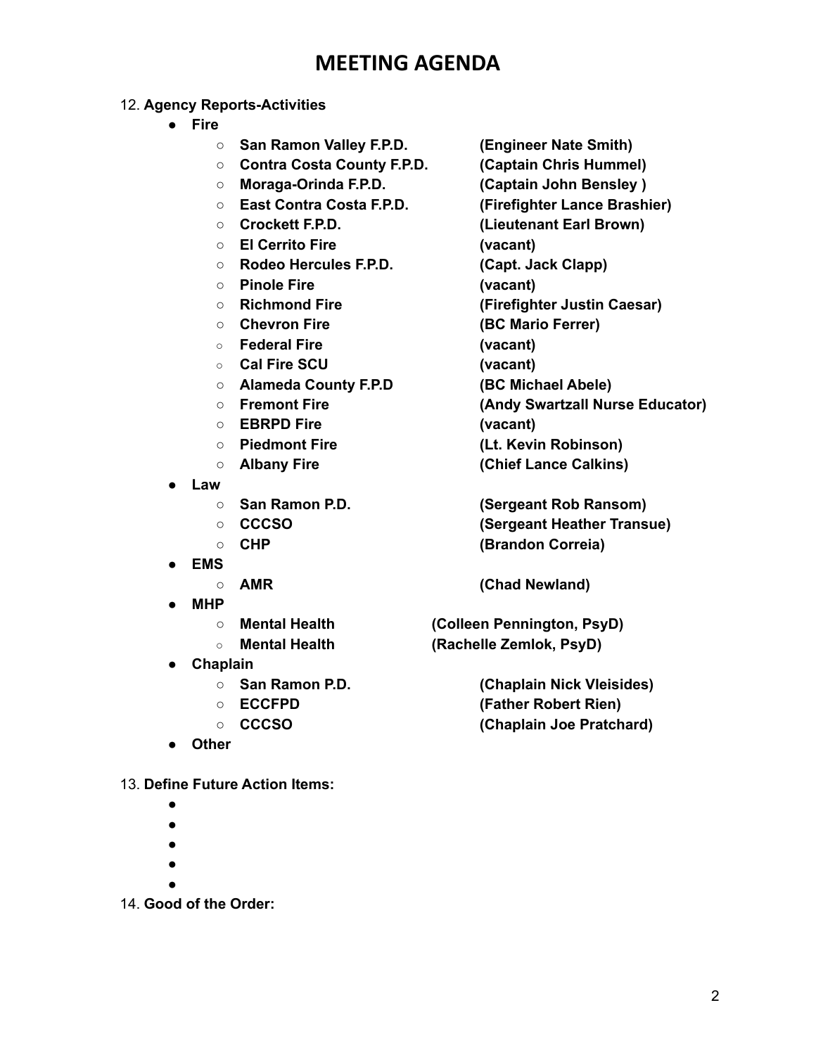# MEETING AGENDA

12. **Agency Reports-Activities**
    - **Fire**
        - **San Ramon Valley F.P.D. (Engineer Nate Smith)**
        - **Contra Costa County F.P.D. (Captain Chris Hummel)**
        - **Moraga-Orinda F.P.D. (Captain John Bensley )**
        - **East Contra Costa F.P.D. (Firefighter Lance Brashier)**
        - **Crockett F.P.D. (Lieutenant Earl Brown)**
        - **El Cerrito Fire (vacant)**
        - **Rodeo Hercules F.P.D. (Capt. Jack Clapp)**
        - **Pinole Fire (vacant)**
        - **Richmond Fire (Firefighter Justin Caesar)**
        - **Chevron Fire (BC Mario Ferrer)**
        - **Federal Fire (vacant)**
        - **Cal Fire SCU (vacant)**
        - **Alameda County F.P.D (BC Michael Abele)**
        - **Fremont Fire (Andy Swartzall Nurse Educator)**
        - **EBRPD Fire (vacant)**
        - **Piedmont Fire (Lt. Kevin Robinson)**
        - **Albany Fire (Chief Lance Calkins)**
    - **Law**
        - **San Ramon P.D. (Sergeant Rob Ransom)**
        - **CCCSO (Sergeant Heather Transue)**
        - **CHP (Brandon Correia)**
    - **EMS**
        - **AMR (Chad Newland)**
    - **MHP**
        - **Mental Health (Colleen Pennington, PsyD)**
        - **Mental Health (Rachelle Zemlok, PsyD)**
    - **Chaplain**
        - **San Ramon P.D. (Chaplain Nick Vleisides)**
        - **ECCFPD (Father Robert Rien)**
        - **CCCSO (Chaplain Joe Pratchard)**
    - **Other**

13. **Define Future Action Items:**
    -
    -
    -
    -
    -

14. **Good of the Order:**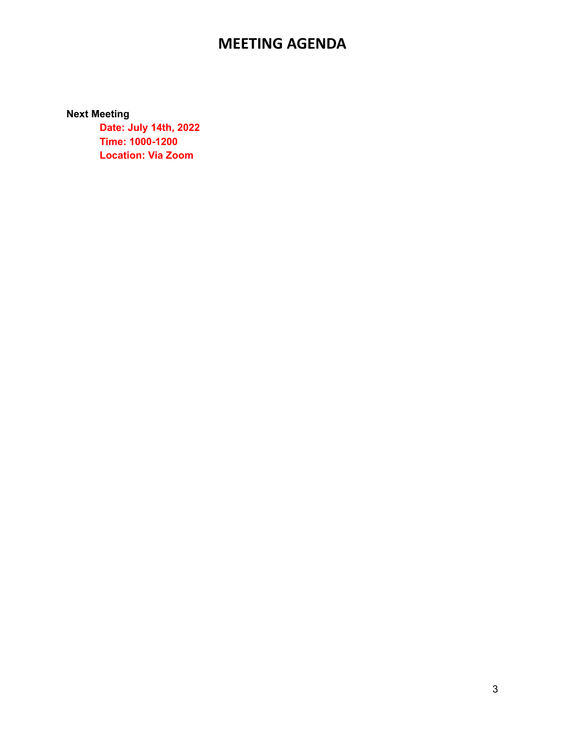# MEETING AGENDA

**Next Meeting**

**Date: July 14th, 2022**
**Time: 1000-1200**
**Location: Via Zoom**